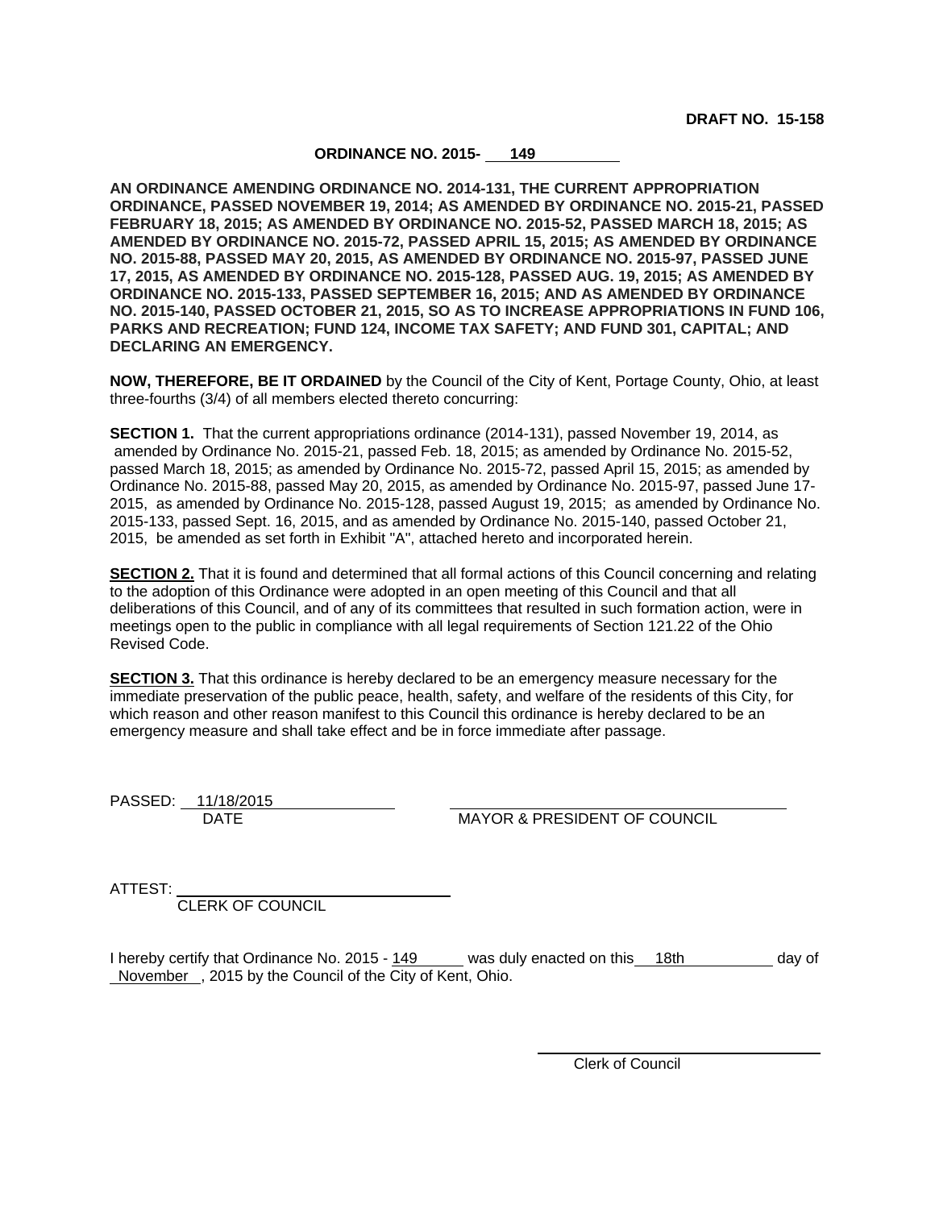**DRAFT NO. 15-158**

**ORDINANCE NO. 2015- 149**

**AN ORDINANCE AMENDING ORDINANCE NO. 2014-131, THE CURRENT APPROPRIATION ORDINANCE, PASSED NOVEMBER 19, 2014; AS AMENDED BY ORDINANCE NO. 2015-21, PASSED FEBRUARY 18, 2015; AS AMENDED BY ORDINANCE NO. 2015-52, PASSED MARCH 18, 2015; AS AMENDED BY ORDINANCE NO. 2015-72, PASSED APRIL 15, 2015; AS AMENDED BY ORDINANCE NO. 2015-88, PASSED MAY 20, 2015, AS AMENDED BY ORDINANCE NO. 2015-97, PASSED JUNE 17, 2015, AS AMENDED BY ORDINANCE NO. 2015-128, PASSED AUG. 19, 2015; AS AMENDED BY ORDINANCE NO. 2015-133, PASSED SEPTEMBER 16, 2015; AND AS AMENDED BY ORDINANCE NO. 2015-140, PASSED OCTOBER 21, 2015, SO AS TO INCREASE APPROPRIATIONS IN FUND 106, PARKS AND RECREATION; FUND 124, INCOME TAX SAFETY; AND FUND 301, CAPITAL; AND DECLARING AN EMERGENCY.**

**NOW, THEREFORE, BE IT ORDAINED** by the Council of the City of Kent, Portage County, Ohio, at least three-fourths (3/4) of all members elected thereto concurring:

**SECTION 1.** That the current appropriations ordinance (2014-131), passed November 19, 2014, as amended by Ordinance No. 2015-21, passed Feb. 18, 2015; as amended by Ordinance No. 2015-52, passed March 18, 2015; as amended by Ordinance No. 2015-72, passed April 15, 2015; as amended by Ordinance No. 2015-88, passed May 20, 2015, as amended by Ordinance No. 2015-97, passed June 17-2015, as amended by Ordinance No. 2015-128, passed August 19, 2015; as amended by Ordinance No. 2015-133, passed Sept. 16, 2015, and as amended by Ordinance No. 2015-140, passed October 21, 2015, be amended as set forth in Exhibit "A", attached hereto and incorporated herein.

**SECTION 2.** That it is found and determined that all formal actions of this Council concerning and relating to the adoption of this Ordinance were adopted in an open meeting of this Council and that all deliberations of this Council, and of any of its committees that resulted in such formation action, were in meetings open to the public in compliance with all legal requirements of Section 121.22 of the Ohio Revised Code.

**SECTION 3.** That this ordinance is hereby declared to be an emergency measure necessary for the immediate preservation of the public peace, health, safety, and welfare of the residents of this City, for which reason and other reason manifest to this Council this ordinance is hereby declared to be an emergency measure and shall take effect and be in force immediate after passage.

PASSED: 11/18/2015
DATE

MAYOR & PRESIDENT OF COUNCIL

ATTEST: ______________________
CLERK OF COUNCIL

I hereby certify that Ordinance No. 2015 - 149 was duly enacted on this 18th day of November, 2015 by the Council of the City of Kent, Ohio.

______________________
Clerk of Council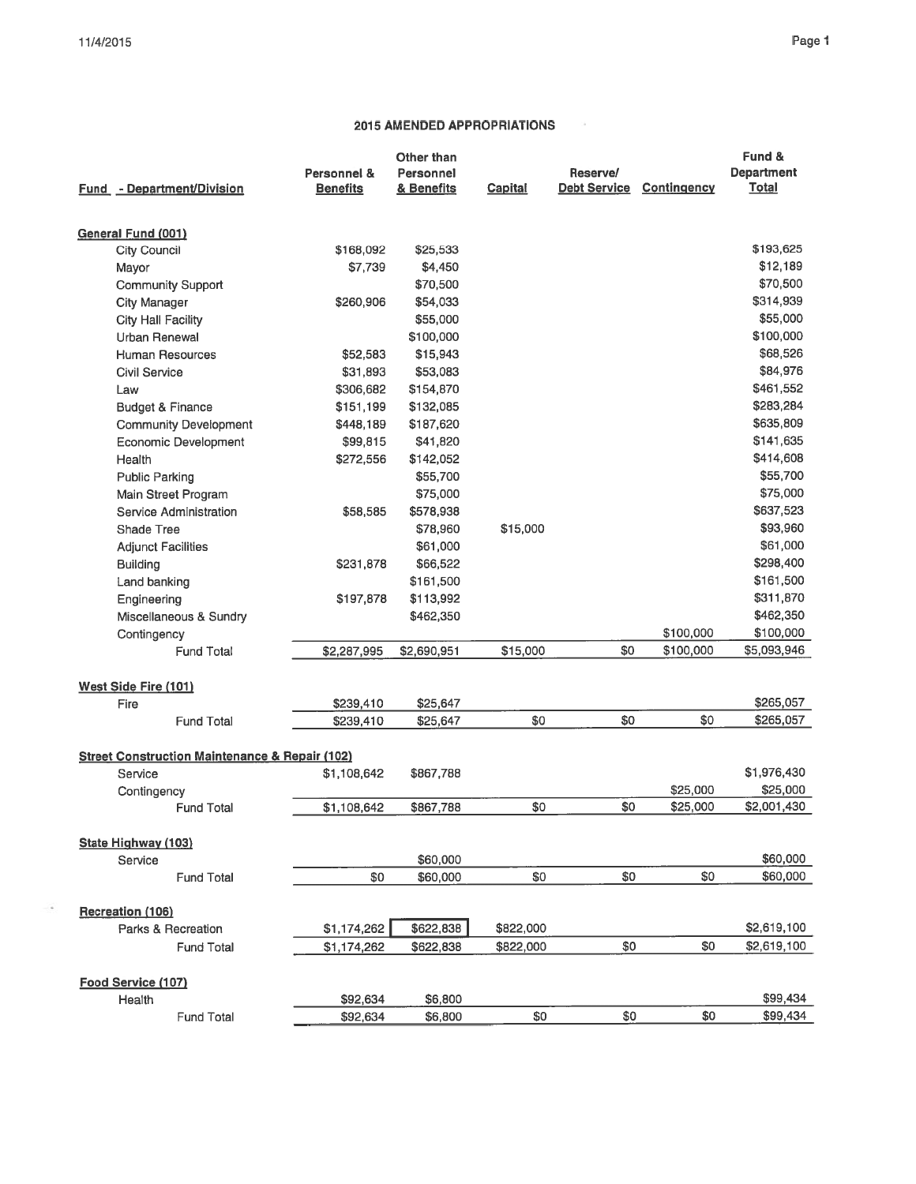## 2015 AMENDED APPROPRIATIONS

| Fund - Department/Division | Personnel & Benefits | Other than Personnel & Benefits | Capital | Reserve/ Debt Service | Contingency | Fund & Department Total |
|---|---|---|---|---|---|---|
| **General Fund (001)** | | | | | | |
| City Council | $168,092 | $25,533 | | | | $193,625 |
| Mayor | $7,739 | $4,450 | | | | $12,189 |
| Community Support | | $70,500 | | | | $70,500 |
| City Manager | $260,906 | $54,033 | | | | $314,939 |
| City Hall Facility | | $55,000 | | | | $55,000 |
| Urban Renewal | | $100,000 | | | | $100,000 |
| Human Resources | $52,583 | $15,943 | | | | $68,526 |
| Civil Service | $31,893 | $53,083 | | | | $84,976 |
| Law | $306,682 | $154,870 | | | | $461,552 |
| Budget & Finance | $151,199 | $132,085 | | | | $283,284 |
| Community Development | $448,189 | $187,620 | | | | $635,809 |
| Economic Development | $99,815 | $41,820 | | | | $141,635 |
| Health | $272,556 | $142,052 | | | | $414,608 |
| Public Parking | | $55,700 | | | | $55,700 |
| Main Street Program | | $75,000 | | | | $75,000 |
| Service Administration | $58,585 | $578,938 | | | | $637,523 |
| Shade Tree | | $78,960 | $15,000 | | | $93,960 |
| Adjunct Facilities | | $61,000 | | | | $61,000 |
| Building | $231,878 | $66,522 | | | | $298,400 |
| Land banking | | $161,500 | | | | $161,500 |
| Engineering | $197,878 | $113,992 | | | | $311,870 |
| Miscellaneous & Sundry | | $462,350 | | | | $462,350 |
| Contingency | | | | | $100,000 | $100,000 |
| Fund Total | $2,287,995 | $2,690,951 | $15,000 | $0 | $100,000 | $5,093,946 |
| **West Side Fire (101)** | | | | | | |
| Fire | $239,410 | $25,647 | | | | $265,057 |
| Fund Total | $239,410 | $25,647 | $0 | $0 | $0 | $265,057 |
| **Street Construction Maintenance & Repair (102)** | | | | | | |
| Service | $1,108,642 | $867,788 | | | | $1,976,430 |
| Contingency | | | | | $25,000 | $25,000 |
| Fund Total | $1,108,642 | $867,788 | $0 | $0 | $25,000 | $2,001,430 |
| **State Highway (103)** | | | | | | |
| Service | | $60,000 | | | | $60,000 |
| Fund Total | $0 | $60,000 | $0 | $0 | $0 | $60,000 |
| **Recreation (106)** | | | | | | |
| Parks & Recreation | $1,174,262 | $622,838 | $822,000 | | | $2,619,100 |
| Fund Total | $1,174,262 | $622,838 | $822,000 | $0 | $0 | $2,619,100 |
| **Food Service (107)** | | | | | | |
| Health | $92,634 | $6,800 | | | | $99,434 |
| Fund Total | $92,634 | $6,800 | $0 | $0 | $0 | $99,434 |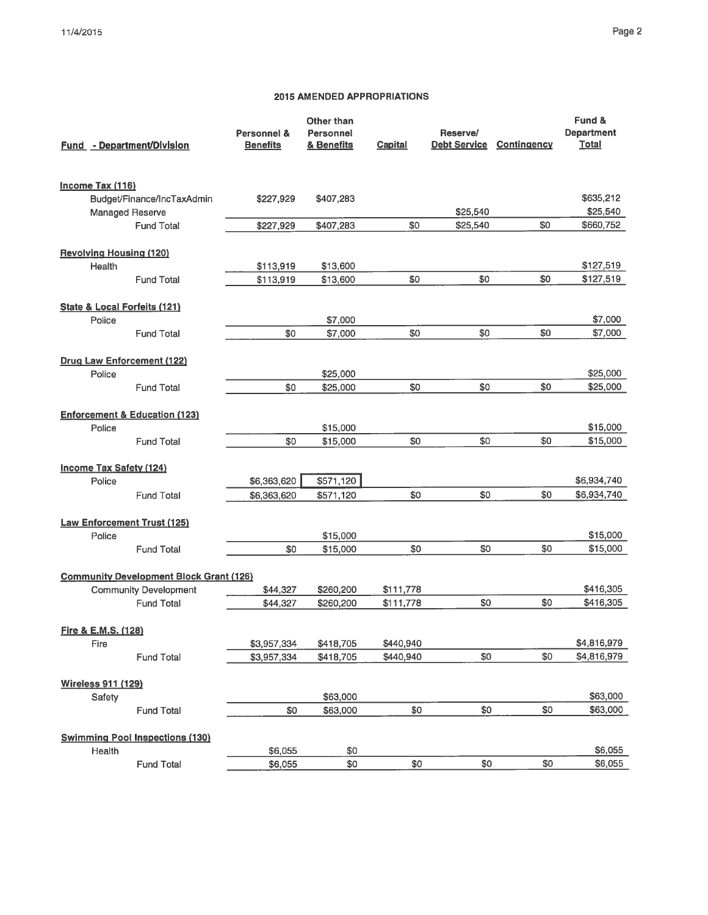## 2015 AMENDED APPROPRIATIONS

| Fund - Department/Division | Personnel & Benefits | Other than Personnel & Benefits | Capital | Reserve/ Debt Service | Contingency | Fund & Department Total |
|---|---|---|---|---|---|---|
| **Income Tax (116)** | | | | | | |
| Budget/Finance/IncTaxAdmin | $227,929 | $407,283 | | | | $635,212 |
| Managed Reserve | | | | $25,540 | | $25,540 |
| Fund Total | $227,929 | $407,283 | $0 | $25,540 | $0 | $660,752 |
| **Revolving Housing (120)** | | | | | | |
| Health | $113,919 | $13,600 | | | | $127,519 |
| Fund Total | $113,919 | $13,600 | $0 | $0 | $0 | $127,519 |
| **State & Local Forfeits (121)** | | | | | | |
| Police | | $7,000 | | | | $7,000 |
| Fund Total | $0 | $7,000 | $0 | $0 | $0 | $7,000 |
| **Drug Law Enforcement (122)** | | | | | | |
| Police | | $25,000 | | | | $25,000 |
| Fund Total | $0 | $25,000 | $0 | $0 | $0 | $25,000 |
| **Enforcement & Education (123)** | | | | | | |
| Police | | $15,000 | | | | $15,000 |
| Fund Total | $0 | $15,000 | $0 | $0 | $0 | $15,000 |
| **Income Tax Safety (124)** | | | | | | |
| Police | $6,363,620 | $571,120 | | | | $6,934,740 |
| Fund Total | $6,363,620 | $571,120 | $0 | $0 | $0 | $6,934,740 |
| **Law Enforcement Trust (125)** | | | | | | |
| Police | | $15,000 | | | | $15,000 |
| Fund Total | $0 | $15,000 | $0 | $0 | $0 | $15,000 |
| **Community Development Block Grant (126)** | | | | | | |
| Community Development | $44,327 | $260,200 | $111,778 | | | $416,305 |
| Fund Total | $44,327 | $260,200 | $111,778 | $0 | $0 | $416,305 |
| **Fire & E.M.S. (128)** | | | | | | |
| Fire | $3,957,334 | $418,705 | $440,940 | | | $4,816,979 |
| Fund Total | $3,957,334 | $418,705 | $440,940 | $0 | $0 | $4,816,979 |
| **Wireless 911 (129)** | | | | | | |
| Safety | | $63,000 | | | | $63,000 |
| Fund Total | $0 | $63,000 | $0 | $0 | $0 | $63,000 |
| **Swimming Pool Inspections (130)** | | | | | | |
| Health | $6,055 | $0 | | | | $6,055 |
| Fund Total | $6,055 | $0 | $0 | $0 | $0 | $6,055 |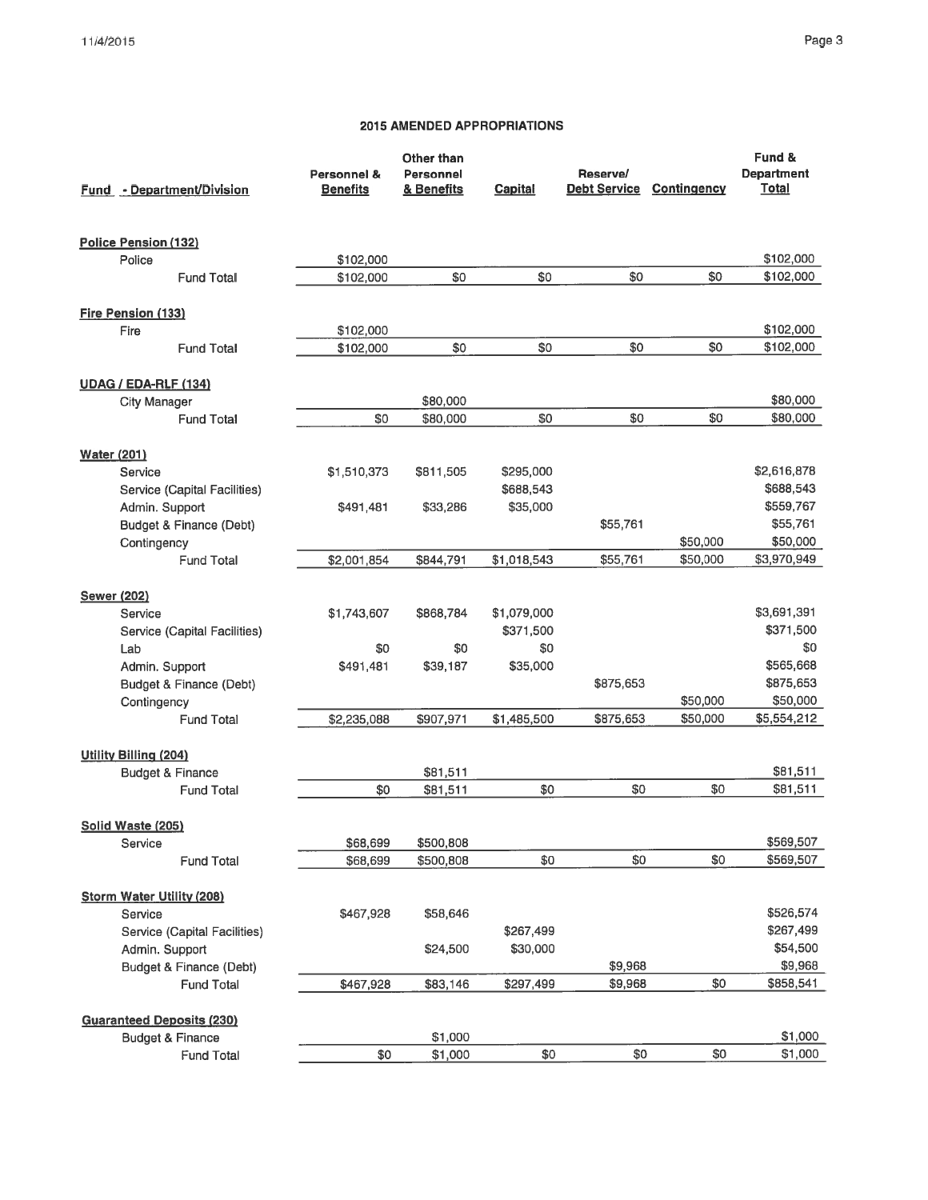## 2015 AMENDED APPROPRIATIONS

| Fund - Department/Division | Personnel & Benefits | Other than Personnel & Benefits | Capital | Reserve/ Debt Service | Contingency | Fund & Department Total |
|---|---|---|---|---|---|---|
| **Police Pension (132)** | | | | | | |
| Police | $102,000 | | | | | $102,000 |
| Fund Total | $102,000 | $0 | $0 | $0 | $0 | $102,000 |
| **Fire Pension (133)** | | | | | | |
| Fire | $102,000 | | | | | $102,000 |
| Fund Total | $102,000 | $0 | $0 | $0 | $0 | $102,000 |
| **UDAG / EDA-RLF (134)** | | | | | | |
| City Manager | | $80,000 | | | | $80,000 |
| Fund Total | $0 | $80,000 | $0 | $0 | $0 | $80,000 |
| **Water (201)** | | | | | | |
| Service | $1,510,373 | $811,505 | $295,000 | | | $2,616,878 |
| Service (Capital Facilities) | | | $688,543 | | | $688,543 |
| Admin. Support | $491,481 | $33,286 | $35,000 | | | $559,767 |
| Budget & Finance (Debt) | | | | $55,761 | | $55,761 |
| Contingency | | | | | $50,000 | $50,000 |
| Fund Total | $2,001,854 | $844,791 | $1,018,543 | $55,761 | $50,000 | $3,970,949 |
| **Sewer (202)** | | | | | | |
| Service | $1,743,607 | $868,784 | $1,079,000 | | | $3,691,391 |
| Service (Capital Facilities) | | | $371,500 | | | $371,500 |
| Lab | $0 | $0 | $0 | | | $0 |
| Admin. Support | $491,481 | $39,187 | $35,000 | | | $565,668 |
| Budget & Finance (Debt) | | | | $875,653 | | $875,653 |
| Contingency | | | | | $50,000 | $50,000 |
| Fund Total | $2,235,088 | $907,971 | $1,485,500 | $875,653 | $50,000 | $5,554,212 |
| **Utility Billing (204)** | | | | | | |
| Budget & Finance | | $81,511 | | | | $81,511 |
| Fund Total | $0 | $81,511 | $0 | $0 | $0 | $81,511 |
| **Solid Waste (205)** | | | | | | |
| Service | $68,699 | $500,808 | | | | $569,507 |
| Fund Total | $68,699 | $500,808 | $0 | $0 | $0 | $569,507 |
| **Storm Water Utility (208)** | | | | | | |
| Service | $467,928 | $58,646 | | | | $526,574 |
| Service (Capital Facilities) | | | $267,499 | | | $267,499 |
| Admin. Support | | $24,500 | $30,000 | | | $54,500 |
| Budget & Finance (Debt) | | | | $9,968 | | $9,968 |
| Fund Total | $467,928 | $83,146 | $297,499 | $9,968 | $0 | $858,541 |
| **Guaranteed Deposits (230)** | | | | | | |
| Budget & Finance | | $1,000 | | | | $1,000 |
| Fund Total | $0 | $1,000 | $0 | $0 | $0 | $1,000 |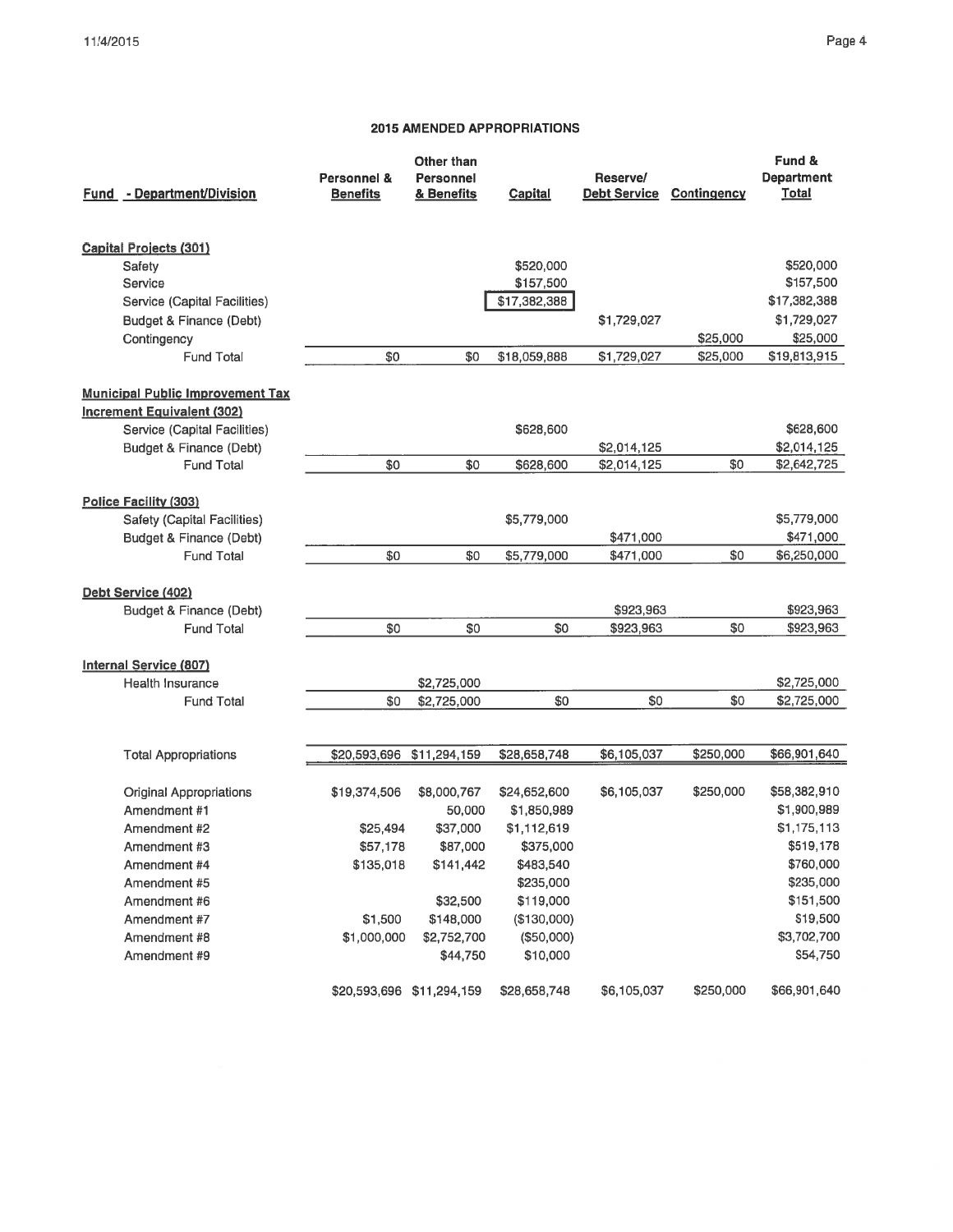## 2015 AMENDED APPROPRIATIONS

| Fund - Department/Division | Personnel & Benefits | Other than Personnel & Benefits | Capital | Reserve/ Debt Service | Contingency | Fund & Department Total |
|---|---|---|---|---|---|---|
| **Capital Projects (301)** | | | | | | |
| Safety | | | $520,000 | | | $520,000 |
| Service | | | $157,500 | | | $157,500 |
| Service (Capital Facilities) | | | $17,382,388 | | | $17,382,388 |
| Budget & Finance (Debt) | | | | $1,729,027 | | $1,729,027 |
| Contingency | | | | | $25,000 | $25,000 |
| Fund Total | $0 | $0 | $18,059,888 | $1,729,027 | $25,000 | $19,813,915 |
| **Municipal Public Improvement Tax Increment Equivalent (302)** | | | | | | |
| Service (Capital Facilities) | | | $628,600 | | | $628,600 |
| Budget & Finance (Debt) | | | | $2,014,125 | | $2,014,125 |
| Fund Total | $0 | $0 | $628,600 | $2,014,125 | $0 | $2,642,725 |
| **Police Facility (303)** | | | | | | |
| Safety (Capital Facilities) | | | $5,779,000 | | | $5,779,000 |
| Budget & Finance (Debt) | | | | $471,000 | | $471,000 |
| Fund Total | $0 | $0 | $5,779,000 | $471,000 | $0 | $6,250,000 |
| **Debt Service (402)** | | | | | | |
| Budget & Finance (Debt) | | | | $923,963 | | $923,963 |
| Fund Total | $0 | $0 | $0 | $923,963 | $0 | $923,963 |
| **Internal Service (807)** | | | | | | |
| Health Insurance | | $2,725,000 | | | | $2,725,000 |
| Fund Total | $0 | $2,725,000 | $0 | $0 | $0 | $2,725,000 |
| Total Appropriations | $20,593,696 | $11,294,159 | $28,658,748 | $6,105,037 | $250,000 | $66,901,640 |
| Original Appropriations | $19,374,506 | $8,000,767 | $24,652,600 | $6,105,037 | $250,000 | $58,382,910 |
| Amendment #1 | | 50,000 | $1,850,989 | | | $1,900,989 |
| Amendment #2 | $25,494 | $37,000 | $1,112,619 | | | $1,175,113 |
| Amendment #3 | $57,178 | $87,000 | $375,000 | | | $519,178 |
| Amendment #4 | $135,018 | $141,442 | $483,540 | | | $760,000 |
| Amendment #5 | | | $235,000 | | | $235,000 |
| Amendment #6 | | $32,500 | $119,000 | | | $151,500 |
| Amendment #7 | $1,500 | $148,000 | ($130,000) | | | $19,500 |
| Amendment #8 | $1,000,000 | $2,752,700 | ($50,000) | | | $3,702,700 |
| Amendment #9 | | $44,750 | $10,000 | | | $54,750 |
| | $20,593,696 | $11,294,159 | $28,658,748 | $6,105,037 | $250,000 | $66,901,640 |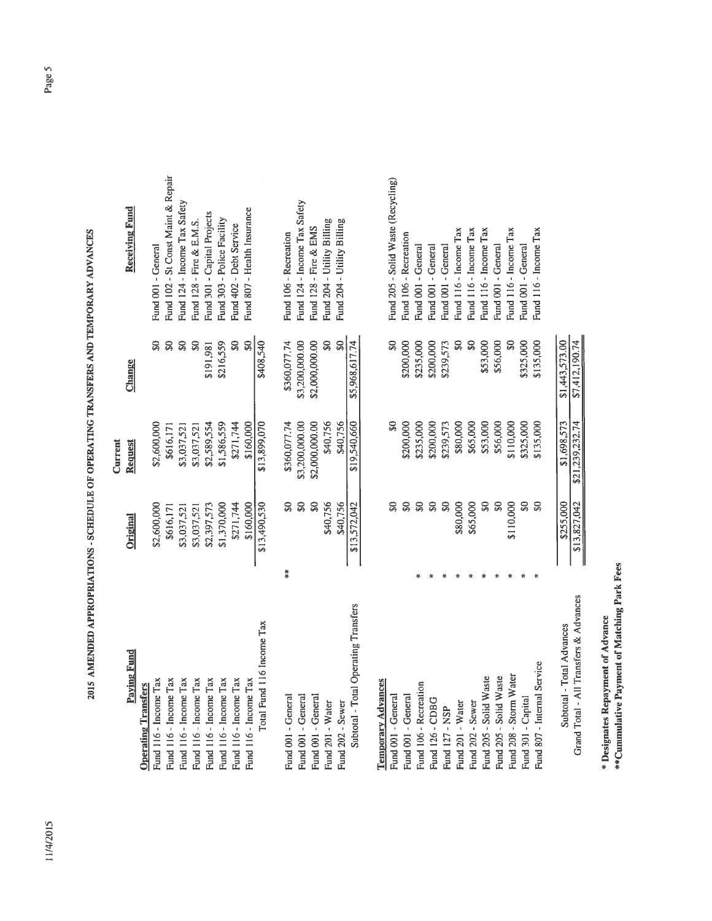# 2015 AMENDED APPROPRIATIONS - SCHEDULE OF OPERATING TRANSFERS AND TEMPORARY ADVANCES

| Paying Fund | | Original | Current Request | Change | Receiving Fund |
|---|---|---|---|---|---|
| **Operating Transfers** | | | | | |
| Fund 116 - Income Tax | | $2,600,000 | $2,600,000 | $0 | Fund 001 - General |
| Fund 116 - Income Tax | | $616,171 | $616,171 | $0 | Fund 102 - St Const Maint & Repair |
| Fund 116 - Income Tax | | $3,037,521 | $3,037,521 | $0 | Fund 124 - Income Tax Safety |
| Fund 116 - Income Tax | | $3,037,521 | $3,037,521 | $0 | Fund 128 - Fire & E.M.S. |
| Fund 116 - Income Tax | | $2,397,573 | $2,589,554 | $191,981 | Fund 301 - Capital Projects |
| Fund 116 - Income Tax | | $1,370,000 | $1,586,559 | $216,559 | Fund 303 - Police Facility |
| Fund 116 - Income Tax | | $271,744 | $271,744 | $0 | Fund 402 - Debt Service |
| Fund 116 - Income Tax | | $160,000 | $160,000 | $0 | Fund 807 - Health Insurance |
| Total Fund 116 Income Tax | | $13,490,530 | $13,899,070 | $408,540 | |
| Fund 001 - General | ** | $0 | $360,077.74 | $360,077.74 | Fund 106 - Recreation |
| Fund 001 - General | | $0 | $3,200,000.00 | $3,200,000.00 | Fund 124 - Income Tax Safety |
| Fund 001 - General | | $0 | $2,000,000.00 | $2,000,000.00 | Fund 128 - Fire & EMS |
| Fund 201 - Water | | $40,756 | $40,756 | $0 | Fund 204 - Utility Billing |
| Fund 202 - Sewer | | $40,756 | $40,756 | $0 | Fund 204 - Utility Billing |
| Subtotal - Total Operating Transfers | | $13,572,042 | $19,540,660 | $5,968,617.74 | |
| **Temporary Advances** | | | | | |
| Fund 001 - General | | $0 | $0 | $0 | Fund 205 - Solid Waste (Recycling) |
| Fund 001 - General | | $0 | $200,000 | $200,000 | Fund 106 - Recreation |
| Fund 106 - Recreation | * | $0 | $235,000 | $235,000 | Fund 001 - General |
| Fund 126 - CDBG | * | $0 | $200,000 | $200,000 | Fund 001 - General |
| Fund 127 - NSP | * | $0 | $239,573 | $239,573 | Fund 001 - General |
| Fund 201 - Water | * | $80,000 | $80,000 | $0 | Fund 116 - Income Tax |
| Fund 202 - Sewer | * | $65,000 | $65,000 | $0 | Fund 116 - Income Tax |
| Fund 205 - Solid Waste | * | $0 | $53,000 | $53,000 | Fund 116 - Income Tax |
| Fund 205 - Solid Waste | * | $0 | $56,000 | $56,000 | Fund 001 - General |
| Fund 208 - Storm Water | * | $110,000 | $110,000 | $0 | Fund 116 - Income Tax |
| Fund 301 - Capital | * | $0 | $325,000 | $325,000 | Fund 001 - General |
| Fund 807 - Internal Service | * | $0 | $135,000 | $135,000 | Fund 116 - Income Tax |
| Subtotal - Total Advances | | $255,000 | $1,698,573 | $1,443,573.00 | |
| Grand Total - All Transfers & Advances | | $13,827,042 | $21,239,232.74 | $7,412,190.74 | |

**\* Designates Repayment of Advance**

**\*\*Cummulative Payment of Matching Park Fees**